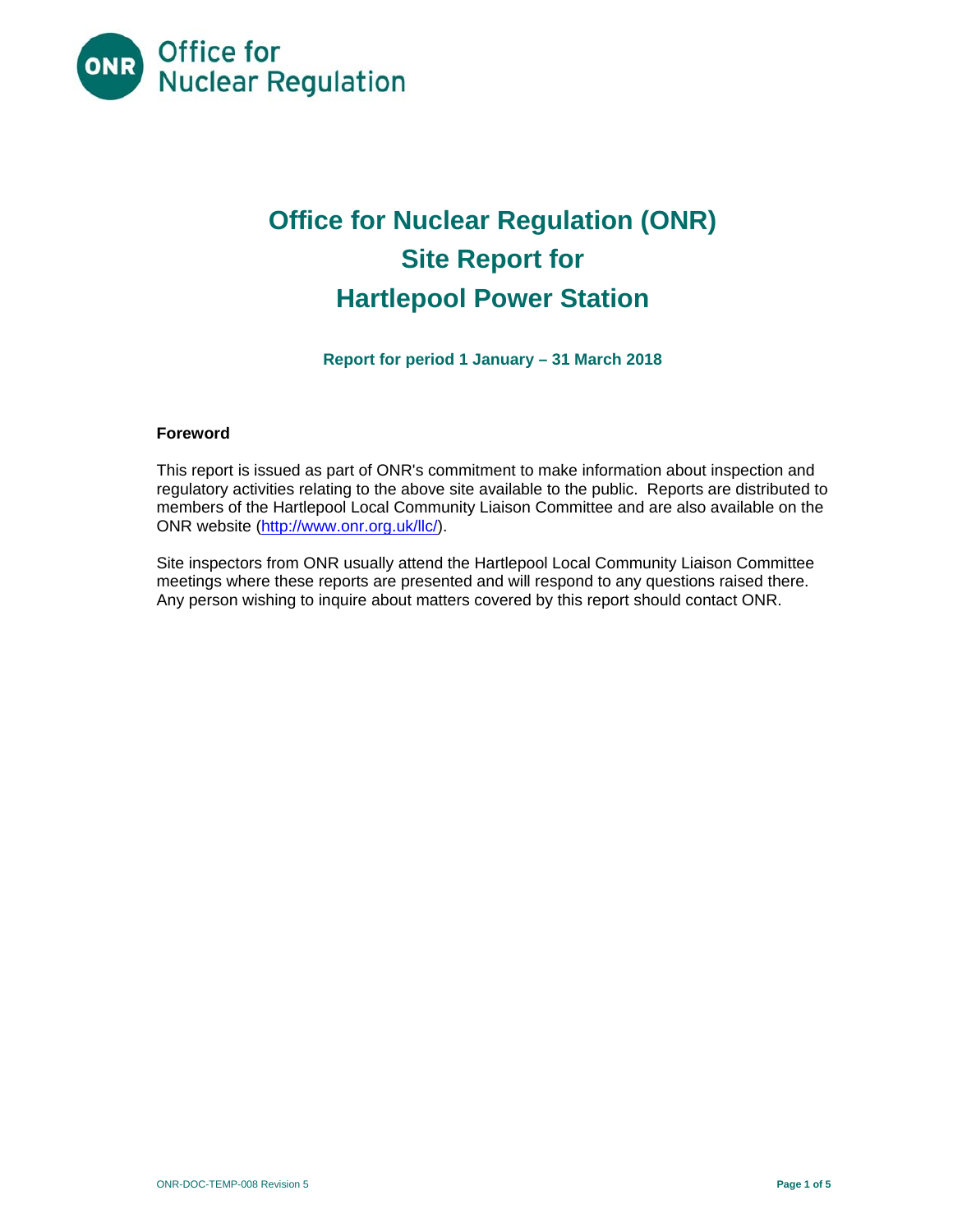# Office for Nuclear Regulation (ONR)
# Site Report for
# Hartlepool Power Station

**Report for period 1 January – 31 March 2018**

**Foreword**

This report is issued as part of ONR's commitment to make information about inspection and regulatory activities relating to the above site available to the public. Reports are distributed to members of the Hartlepool Local Community Liaison Committee and are also available on the ONR website (http://www.onr.org.uk/llc/).

Site inspectors from ONR usually attend the Hartlepool Local Community Liaison Committee meetings where these reports are presented and will respond to any questions raised there. Any person wishing to inquire about matters covered by this report should contact ONR.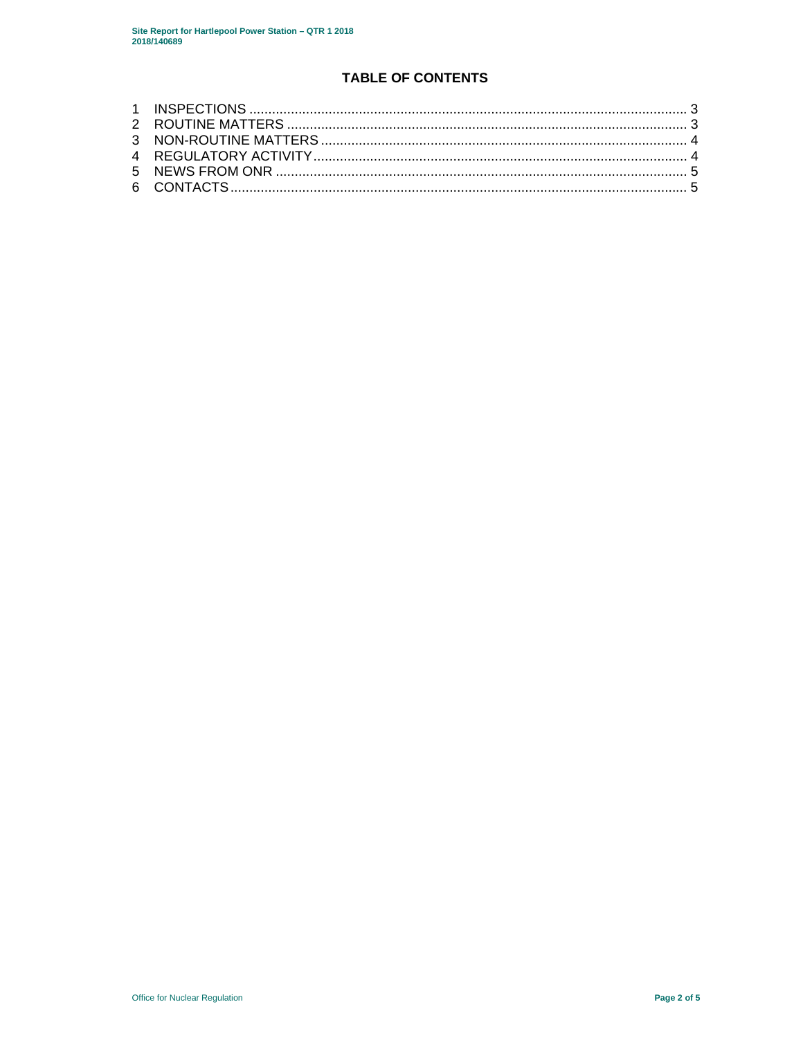# TABLE OF CONTENTS

1 INSPECTIONS ........................................................................................................ 3
2 ROUTINE MATTERS ............................................................................................. 3
3 NON-ROUTINE MATTERS .................................................................................... 4
4 REGULATORY ACTIVITY ...................................................................................... 4
5 NEWS FROM ONR ................................................................................................ 5
6 CONTACTS ............................................................................................................ 5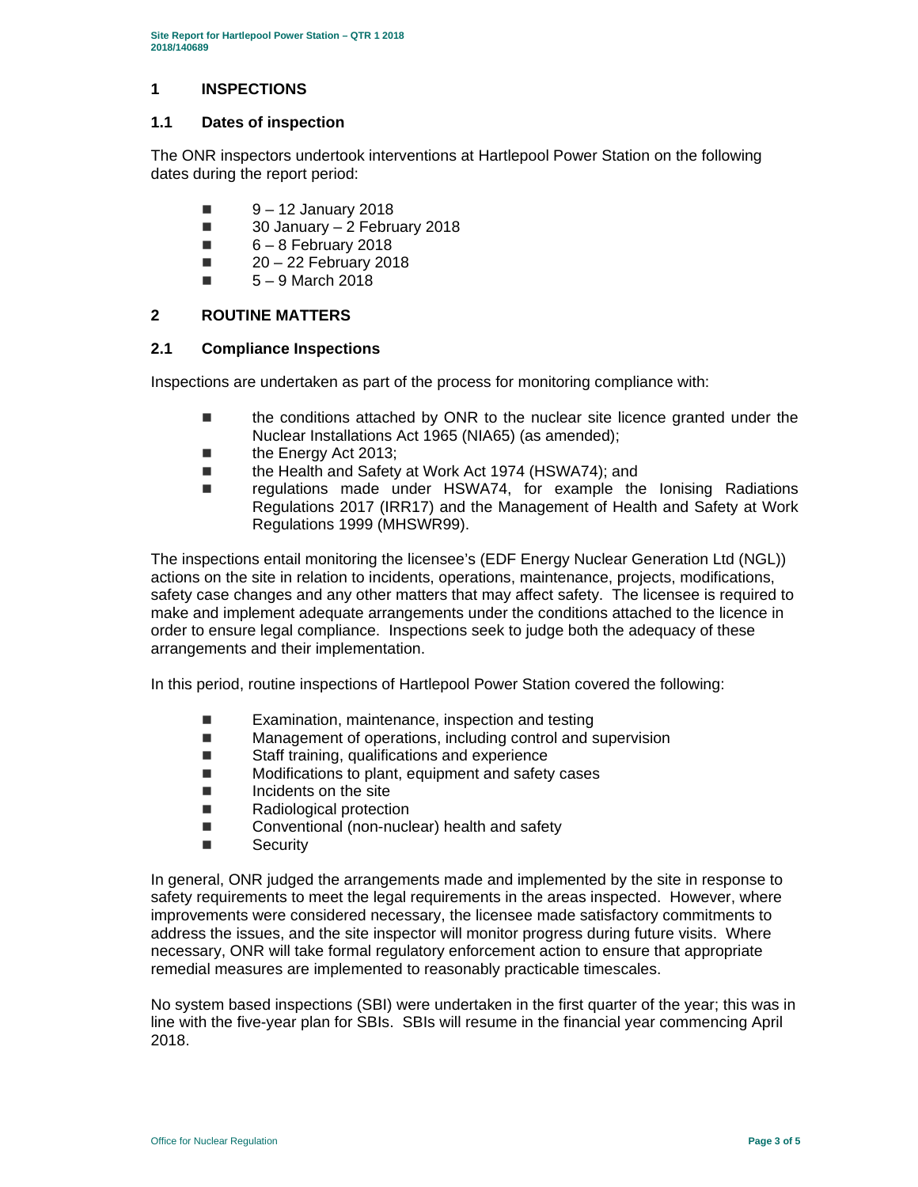## 1 INSPECTIONS

### 1.1 Dates of inspection

The ONR inspectors undertook interventions at Hartlepool Power Station on the following dates during the report period:

- 9 – 12 January 2018
- 30 January – 2 February 2018
- 6 – 8 February 2018
- 20 – 22 February 2018
- 5 – 9 March 2018

## 2 ROUTINE MATTERS

### 2.1 Compliance Inspections

Inspections are undertaken as part of the process for monitoring compliance with:

- the conditions attached by ONR to the nuclear site licence granted under the Nuclear Installations Act 1965 (NIA65) (as amended);
- the Energy Act 2013;
- the Health and Safety at Work Act 1974 (HSWA74); and
- regulations made under HSWA74, for example the Ionising Radiations Regulations 2017 (IRR17) and the Management of Health and Safety at Work Regulations 1999 (MHSWR99).

The inspections entail monitoring the licensee's (EDF Energy Nuclear Generation Ltd (NGL)) actions on the site in relation to incidents, operations, maintenance, projects, modifications, safety case changes and any other matters that may affect safety. The licensee is required to make and implement adequate arrangements under the conditions attached to the licence in order to ensure legal compliance. Inspections seek to judge both the adequacy of these arrangements and their implementation.

In this period, routine inspections of Hartlepool Power Station covered the following:

- Examination, maintenance, inspection and testing
- Management of operations, including control and supervision
- Staff training, qualifications and experience
- Modifications to plant, equipment and safety cases
- Incidents on the site
- Radiological protection
- Conventional (non-nuclear) health and safety
- Security

In general, ONR judged the arrangements made and implemented by the site in response to safety requirements to meet the legal requirements in the areas inspected. However, where improvements were considered necessary, the licensee made satisfactory commitments to address the issues, and the site inspector will monitor progress during future visits. Where necessary, ONR will take formal regulatory enforcement action to ensure that appropriate remedial measures are implemented to reasonably practicable timescales.

No system based inspections (SBI) were undertaken in the first quarter of the year; this was in line with the five-year plan for SBIs. SBIs will resume in the financial year commencing April 2018.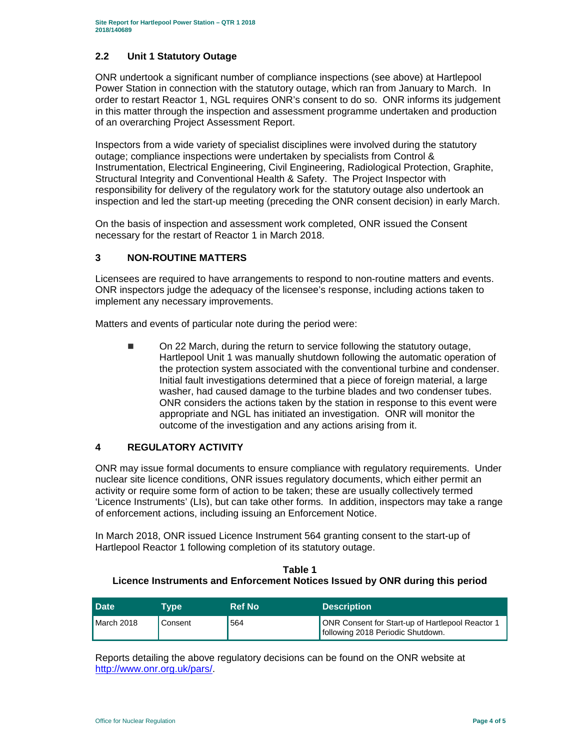## 2.2 Unit 1 Statutory Outage

ONR undertook a significant number of compliance inspections (see above) at Hartlepool Power Station in connection with the statutory outage, which ran from January to March. In order to restart Reactor 1, NGL requires ONR's consent to do so. ONR informs its judgement in this matter through the inspection and assessment programme undertaken and production of an overarching Project Assessment Report.

Inspectors from a wide variety of specialist disciplines were involved during the statutory outage; compliance inspections were undertaken by specialists from Control & Instrumentation, Electrical Engineering, Civil Engineering, Radiological Protection, Graphite, Structural Integrity and Conventional Health & Safety. The Project Inspector with responsibility for delivery of the regulatory work for the statutory outage also undertook an inspection and led the start-up meeting (preceding the ONR consent decision) in early March.

On the basis of inspection and assessment work completed, ONR issued the Consent necessary for the restart of Reactor 1 in March 2018.

# 3 NON-ROUTINE MATTERS

Licensees are required to have arrangements to respond to non-routine matters and events. ONR inspectors judge the adequacy of the licensee's response, including actions taken to implement any necessary improvements.

Matters and events of particular note during the period were:

- On 22 March, during the return to service following the statutory outage, Hartlepool Unit 1 was manually shutdown following the automatic operation of the protection system associated with the conventional turbine and condenser. Initial fault investigations determined that a piece of foreign material, a large washer, had caused damage to the turbine blades and two condenser tubes. ONR considers the actions taken by the station in response to this event were appropriate and NGL has initiated an investigation. ONR will monitor the outcome of the investigation and any actions arising from it.

# 4 REGULATORY ACTIVITY

ONR may issue formal documents to ensure compliance with regulatory requirements. Under nuclear site licence conditions, ONR issues regulatory documents, which either permit an activity or require some form of action to be taken; these are usually collectively termed 'Licence Instruments' (LIs), but can take other forms. In addition, inspectors may take a range of enforcement actions, including issuing an Enforcement Notice.

In March 2018, ONR issued Licence Instrument 564 granting consent to the start-up of Hartlepool Reactor 1 following completion of its statutory outage.

**Table 1**
**Licence Instruments and Enforcement Notices Issued by ONR during this period**

| Date | Type | Ref No | Description |
|---|---|---|---|
| March 2018 | Consent | 564 | ONR Consent for Start-up of Hartlepool Reactor 1 following 2018 Periodic Shutdown. |

Reports detailing the above regulatory decisions can be found on the ONR website at http://www.onr.org.uk/pars/.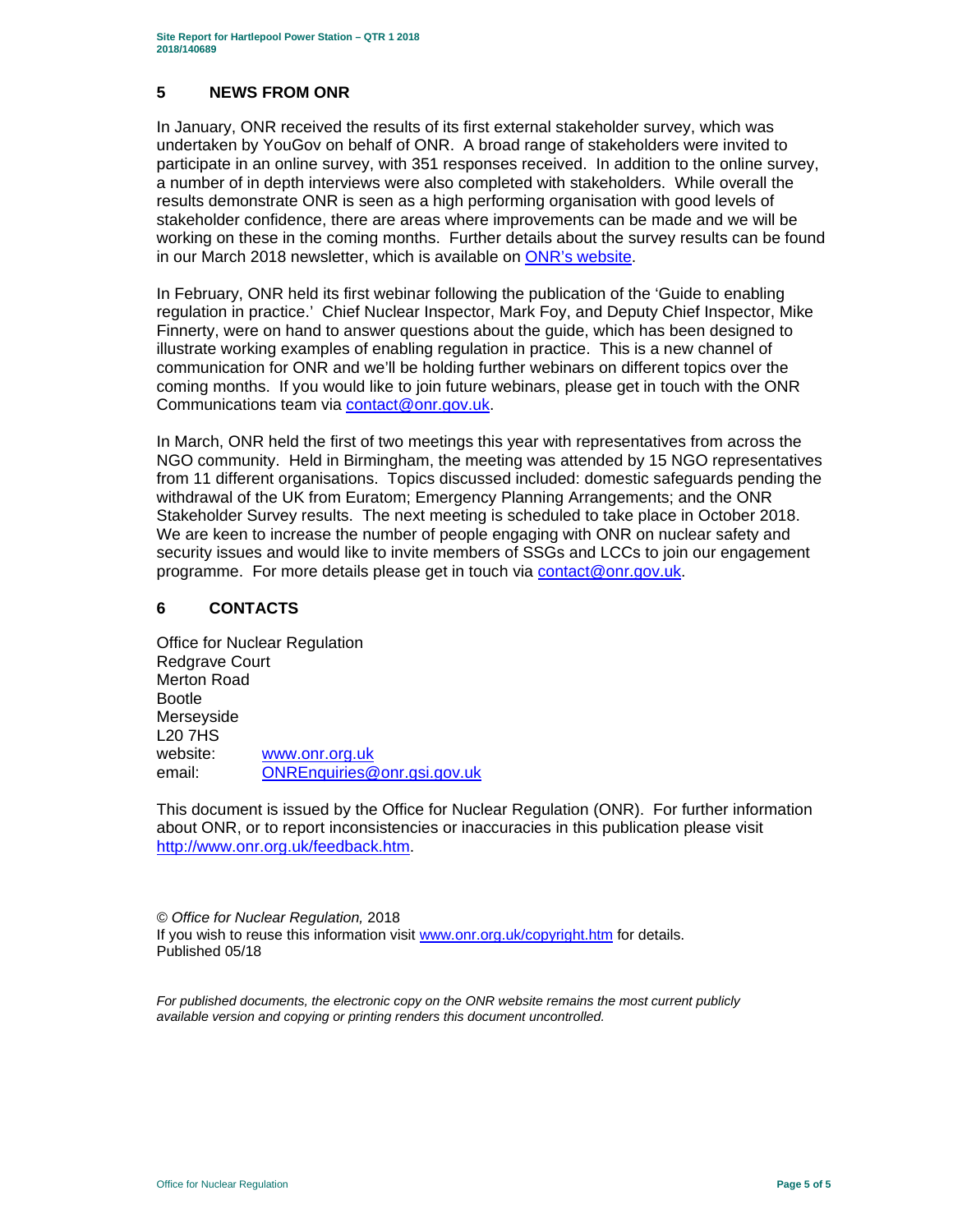## 5 NEWS FROM ONR

In January, ONR received the results of its first external stakeholder survey, which was undertaken by YouGov on behalf of ONR. A broad range of stakeholders were invited to participate in an online survey, with 351 responses received. In addition to the online survey, a number of in depth interviews were also completed with stakeholders. While overall the results demonstrate ONR is seen as a high performing organisation with good levels of stakeholder confidence, there are areas where improvements can be made and we will be working on these in the coming months. Further details about the survey results can be found in our March 2018 newsletter, which is available on [ONR's website](#).

In February, ONR held its first webinar following the publication of the 'Guide to enabling regulation in practice.' Chief Nuclear Inspector, Mark Foy, and Deputy Chief Inspector, Mike Finnerty, were on hand to answer questions about the guide, which has been designed to illustrate working examples of enabling regulation in practice. This is a new channel of communication for ONR and we'll be holding further webinars on different topics over the coming months. If you would like to join future webinars, please get in touch with the ONR Communications team via contact@onr.gov.uk.

In March, ONR held the first of two meetings this year with representatives from across the NGO community. Held in Birmingham, the meeting was attended by 15 NGO representatives from 11 different organisations. Topics discussed included: domestic safeguards pending the withdrawal of the UK from Euratom; Emergency Planning Arrangements; and the ONR Stakeholder Survey results. The next meeting is scheduled to take place in October 2018. We are keen to increase the number of people engaging with ONR on nuclear safety and security issues and would like to invite members of SSGs and LCCs to join our engagement programme. For more details please get in touch via contact@onr.gov.uk.

## 6 CONTACTS

Office for Nuclear Regulation
Redgrave Court
Merton Road
Bootle
Merseyside
L20 7HS
website: www.onr.org.uk
email: ONREnquiries@onr.gsi.gov.uk

This document is issued by the Office for Nuclear Regulation (ONR). For further information about ONR, or to report inconsistencies or inaccuracies in this publication please visit http://www.onr.org.uk/feedback.htm.

© *Office for Nuclear Regulation,* 2018
If you wish to reuse this information visit www.onr.org.uk/copyright.htm for details.
Published 05/18

*For published documents, the electronic copy on the ONR website remains the most current publicly available version and copying or printing renders this document uncontrolled.*